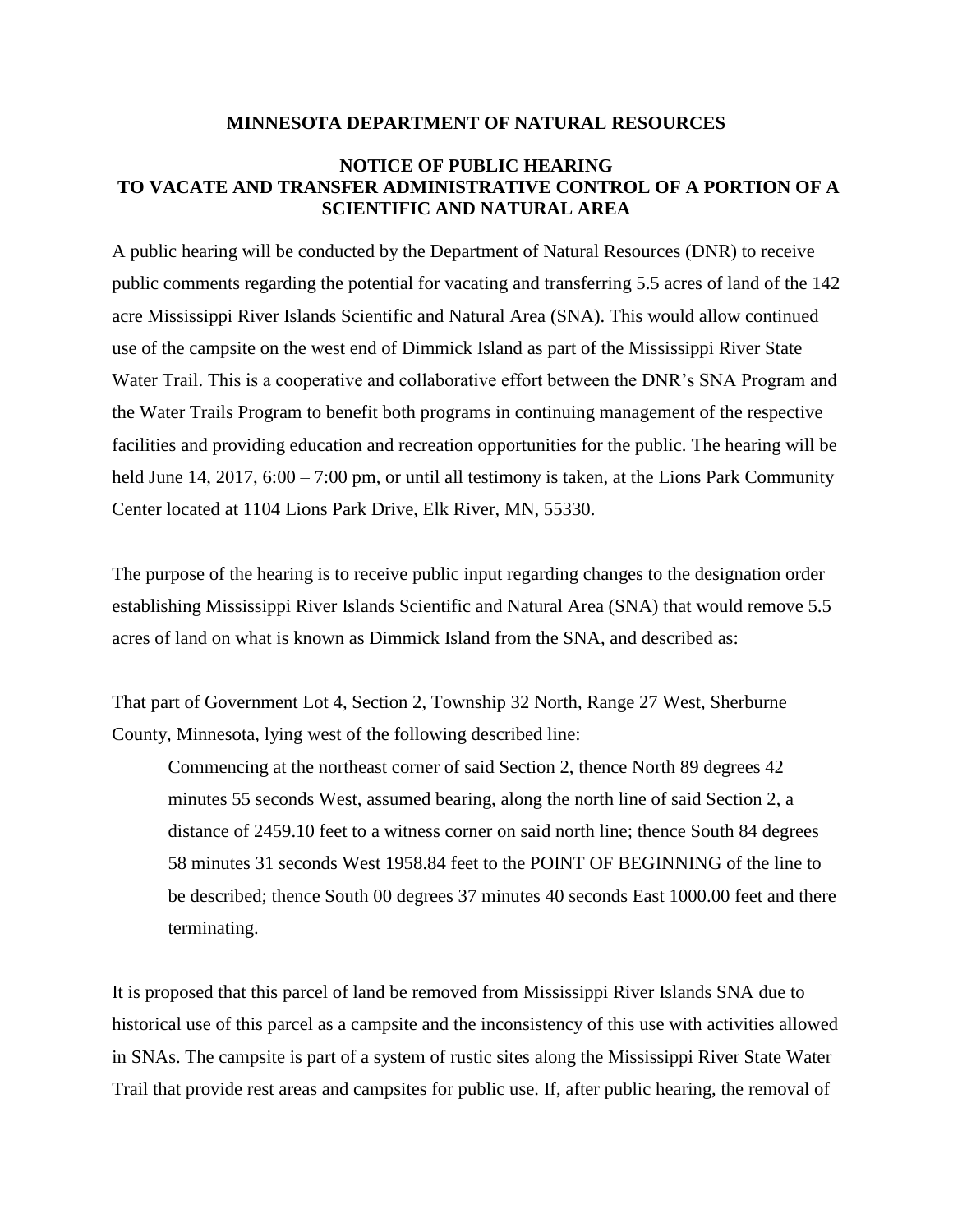**MINNESOTA DEPARTMENT OF NATURAL RESOURCES**

**NOTICE OF PUBLIC HEARING**
**TO VACATE AND TRANSFER ADMINISTRATIVE CONTROL OF A PORTION OF A SCIENTIFIC AND NATURAL AREA**

A public hearing will be conducted by the Department of Natural Resources (DNR) to receive public comments regarding the potential for vacating and transferring 5.5 acres of land of the 142 acre Mississippi River Islands Scientific and Natural Area (SNA). This would allow continued use of the campsite on the west end of Dimmick Island as part of the Mississippi River State Water Trail. This is a cooperative and collaborative effort between the DNR's SNA Program and the Water Trails Program to benefit both programs in continuing management of the respective facilities and providing education and recreation opportunities for the public. The hearing will be held June 14, 2017, 6:00 – 7:00 pm, or until all testimony is taken, at the Lions Park Community Center located at 1104 Lions Park Drive, Elk River, MN, 55330.

The purpose of the hearing is to receive public input regarding changes to the designation order establishing Mississippi River Islands Scientific and Natural Area (SNA) that would remove 5.5 acres of land on what is known as Dimmick Island from the SNA, and described as:

That part of Government Lot 4, Section 2, Township 32 North, Range 27 West, Sherburne County, Minnesota, lying west of the following described line:

> Commencing at the northeast corner of said Section 2, thence North 89 degrees 42 minutes 55 seconds West, assumed bearing, along the north line of said Section 2, a distance of 2459.10 feet to a witness corner on said north line; thence South 84 degrees 58 minutes 31 seconds West 1958.84 feet to the POINT OF BEGINNING of the line to be described; thence South 00 degrees 37 minutes 40 seconds East 1000.00 feet and there terminating.

It is proposed that this parcel of land be removed from Mississippi River Islands SNA due to historical use of this parcel as a campsite and the inconsistency of this use with activities allowed in SNAs. The campsite is part of a system of rustic sites along the Mississippi River State Water Trail that provide rest areas and campsites for public use. If, after public hearing, the removal of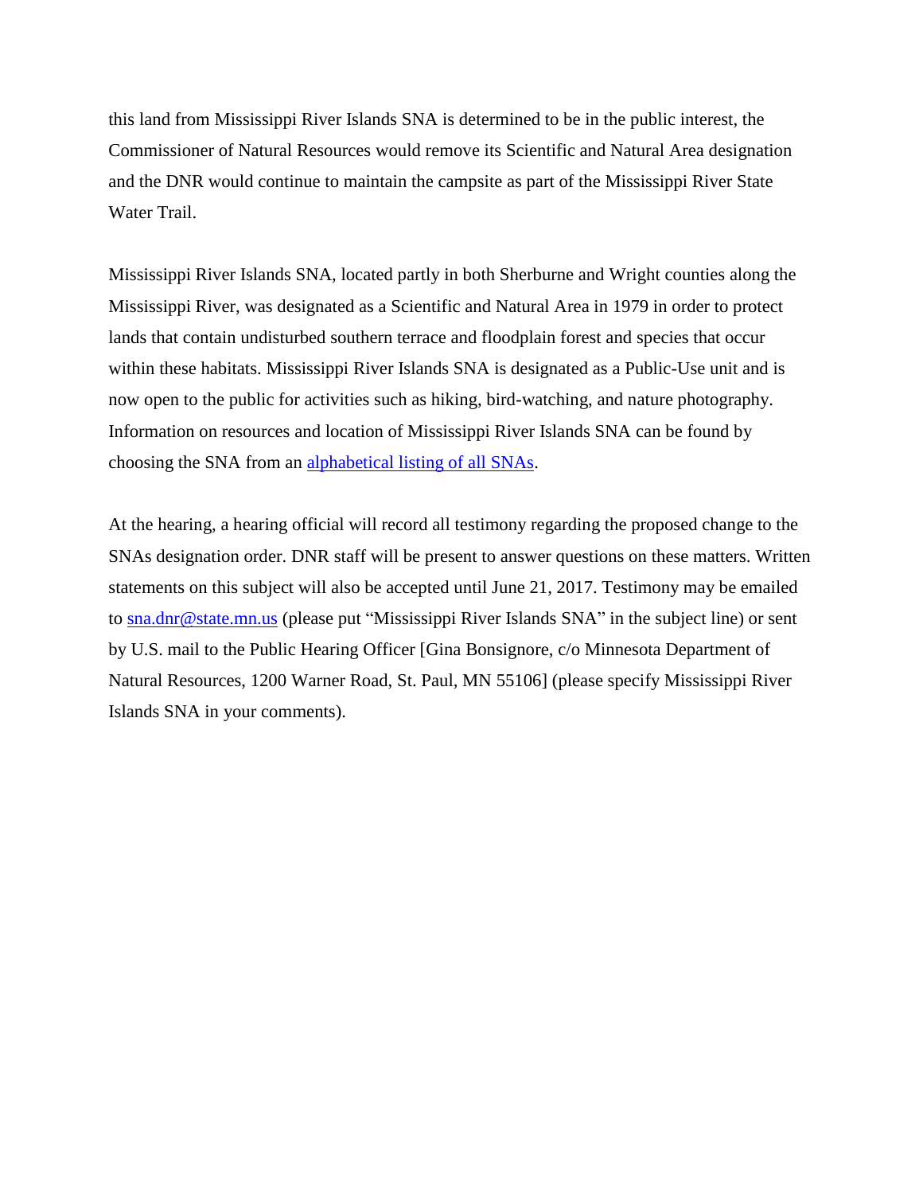this land from Mississippi River Islands SNA is determined to be in the public interest, the Commissioner of Natural Resources would remove its Scientific and Natural Area designation and the DNR would continue to maintain the campsite as part of the Mississippi River State Water Trail.

Mississippi River Islands SNA, located partly in both Sherburne and Wright counties along the Mississippi River, was designated as a Scientific and Natural Area in 1979 in order to protect lands that contain undisturbed southern terrace and floodplain forest and species that occur within these habitats. Mississippi River Islands SNA is designated as a Public-Use unit and is now open to the public for activities such as hiking, bird-watching, and nature photography. Information on resources and location of Mississippi River Islands SNA can be found by choosing the SNA from an alphabetical listing of all SNAs.

At the hearing, a hearing official will record all testimony regarding the proposed change to the SNAs designation order. DNR staff will be present to answer questions on these matters. Written statements on this subject will also be accepted until June 21, 2017. Testimony may be emailed to sna.dnr@state.mn.us (please put "Mississippi River Islands SNA" in the subject line) or sent by U.S. mail to the Public Hearing Officer [Gina Bonsignore, c/o Minnesota Department of Natural Resources, 1200 Warner Road, St. Paul, MN 55106] (please specify Mississippi River Islands SNA in your comments).